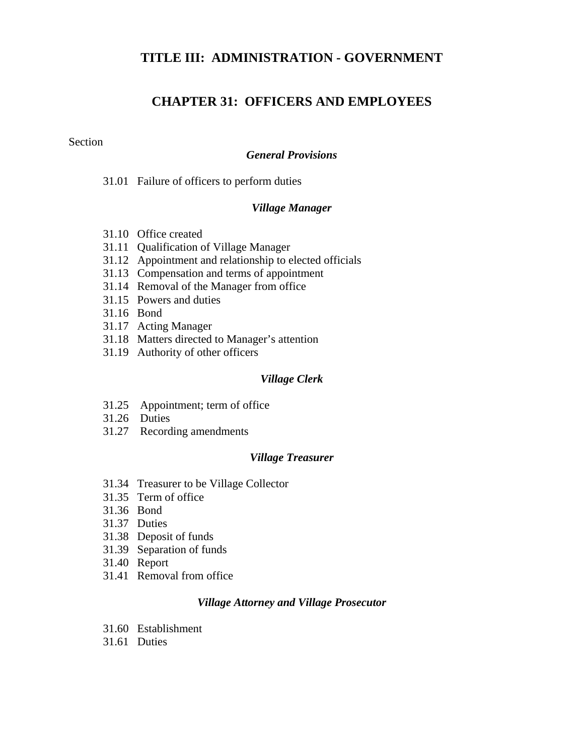# TITLE III: ADMINISTRATION - GOVERNMENT

## CHAPTER 31: OFFICERS AND EMPLOYEES

Section

### *General Provisions*

31.01 Failure of officers to perform duties

### *Village Manager*

31.10 Office created
31.11 Qualification of Village Manager
31.12 Appointment and relationship to elected officials
31.13 Compensation and terms of appointment
31.14 Removal of the Manager from office
31.15 Powers and duties
31.16 Bond
31.17 Acting Manager
31.18 Matters directed to Manager's attention
31.19 Authority of other officers

### *Village Clerk*

31.25 Appointment; term of office
31.26 Duties
31.27 Recording amendments

### *Village Treasurer*

31.34 Treasurer to be Village Collector
31.35 Term of office
31.36 Bond
31.37 Duties
31.38 Deposit of funds
31.39 Separation of funds
31.40 Report
31.41 Removal from office

### *Village Attorney and Village Prosecutor*

31.60 Establishment
31.61 Duties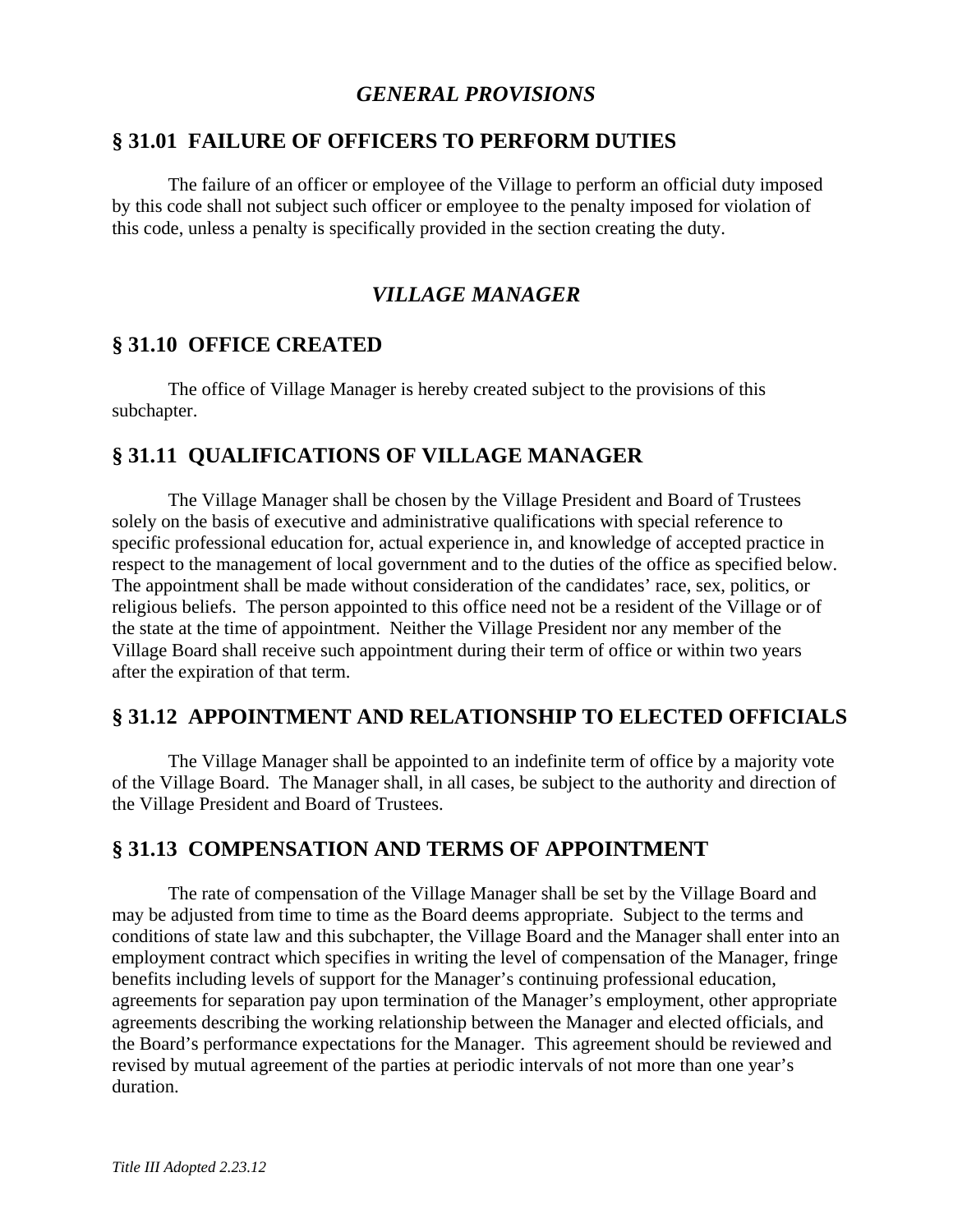## *GENERAL PROVISIONS*

## § 31.01 FAILURE OF OFFICERS TO PERFORM DUTIES

The failure of an officer or employee of the Village to perform an official duty imposed by this code shall not subject such officer or employee to the penalty imposed for violation of this code, unless a penalty is specifically provided in the section creating the duty.

## *VILLAGE MANAGER*

## § 31.10 OFFICE CREATED

The office of Village Manager is hereby created subject to the provisions of this subchapter.

## § 31.11 QUALIFICATIONS OF VILLAGE MANAGER

The Village Manager shall be chosen by the Village President and Board of Trustees solely on the basis of executive and administrative qualifications with special reference to specific professional education for, actual experience in, and knowledge of accepted practice in respect to the management of local government and to the duties of the office as specified below. The appointment shall be made without consideration of the candidates' race, sex, politics, or religious beliefs. The person appointed to this office need not be a resident of the Village or of the state at the time of appointment. Neither the Village President nor any member of the Village Board shall receive such appointment during their term of office or within two years after the expiration of that term.

## § 31.12 APPOINTMENT AND RELATIONSHIP TO ELECTED OFFICIALS

The Village Manager shall be appointed to an indefinite term of office by a majority vote of the Village Board. The Manager shall, in all cases, be subject to the authority and direction of the Village President and Board of Trustees.

## § 31.13 COMPENSATION AND TERMS OF APPOINTMENT

The rate of compensation of the Village Manager shall be set by the Village Board and may be adjusted from time to time as the Board deems appropriate. Subject to the terms and conditions of state law and this subchapter, the Village Board and the Manager shall enter into an employment contract which specifies in writing the level of compensation of the Manager, fringe benefits including levels of support for the Manager's continuing professional education, agreements for separation pay upon termination of the Manager's employment, other appropriate agreements describing the working relationship between the Manager and elected officials, and the Board's performance expectations for the Manager. This agreement should be reviewed and revised by mutual agreement of the parties at periodic intervals of not more than one year's duration.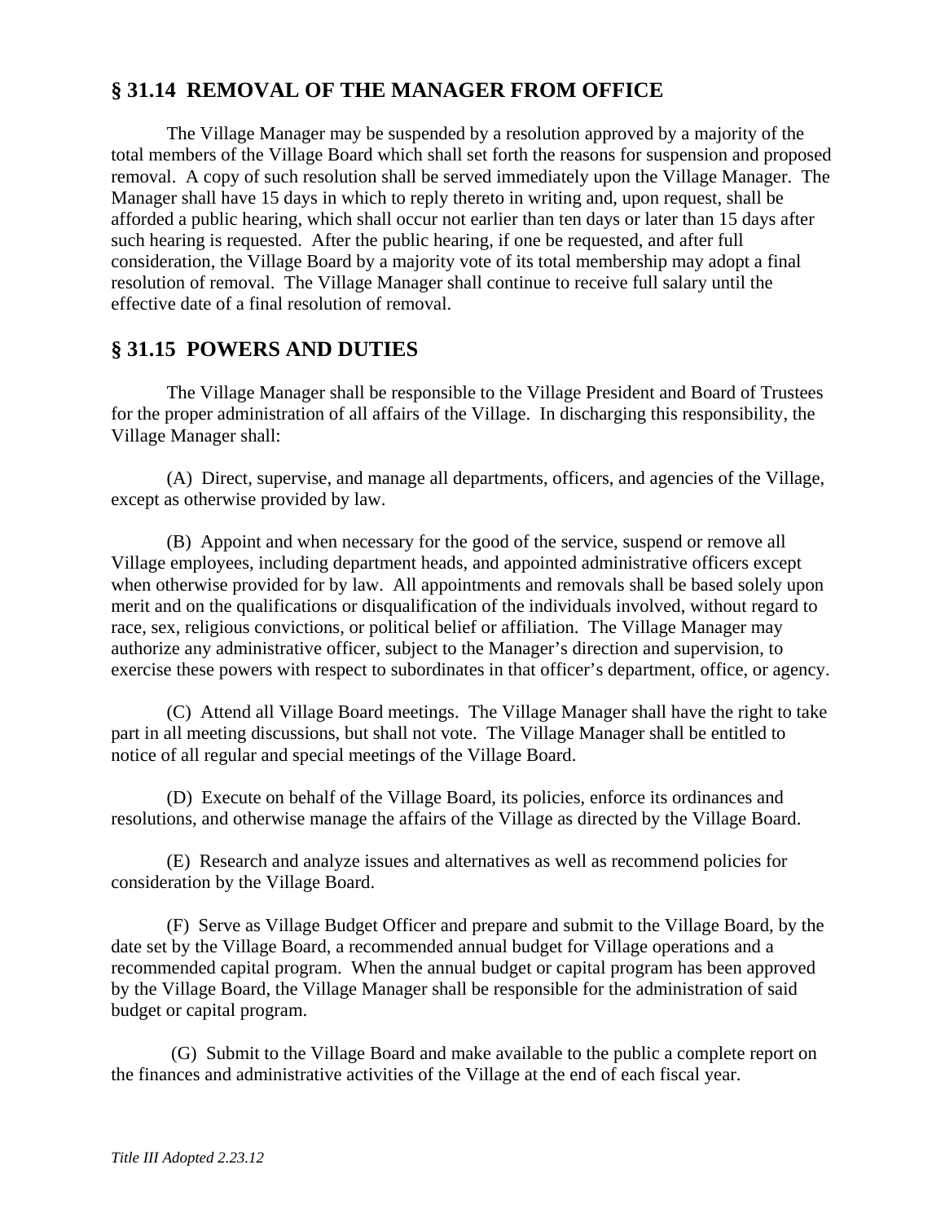## § 31.14 REMOVAL OF THE MANAGER FROM OFFICE

The Village Manager may be suspended by a resolution approved by a majority of the total members of the Village Board which shall set forth the reasons for suspension and proposed removal. A copy of such resolution shall be served immediately upon the Village Manager. The Manager shall have 15 days in which to reply thereto in writing and, upon request, shall be afforded a public hearing, which shall occur not earlier than ten days or later than 15 days after such hearing is requested. After the public hearing, if one be requested, and after full consideration, the Village Board by a majority vote of its total membership may adopt a final resolution of removal. The Village Manager shall continue to receive full salary until the effective date of a final resolution of removal.

## § 31.15 POWERS AND DUTIES

The Village Manager shall be responsible to the Village President and Board of Trustees for the proper administration of all affairs of the Village. In discharging this responsibility, the Village Manager shall:

(A) Direct, supervise, and manage all departments, officers, and agencies of the Village, except as otherwise provided by law.

(B) Appoint and when necessary for the good of the service, suspend or remove all Village employees, including department heads, and appointed administrative officers except when otherwise provided for by law. All appointments and removals shall be based solely upon merit and on the qualifications or disqualification of the individuals involved, without regard to race, sex, religious convictions, or political belief or affiliation. The Village Manager may authorize any administrative officer, subject to the Manager's direction and supervision, to exercise these powers with respect to subordinates in that officer's department, office, or agency.

(C) Attend all Village Board meetings. The Village Manager shall have the right to take part in all meeting discussions, but shall not vote. The Village Manager shall be entitled to notice of all regular and special meetings of the Village Board.

(D) Execute on behalf of the Village Board, its policies, enforce its ordinances and resolutions, and otherwise manage the affairs of the Village as directed by the Village Board.

(E) Research and analyze issues and alternatives as well as recommend policies for consideration by the Village Board.

(F) Serve as Village Budget Officer and prepare and submit to the Village Board, by the date set by the Village Board, a recommended annual budget for Village operations and a recommended capital program. When the annual budget or capital program has been approved by the Village Board, the Village Manager shall be responsible for the administration of said budget or capital program.

(G) Submit to the Village Board and make available to the public a complete report on the finances and administrative activities of the Village at the end of each fiscal year.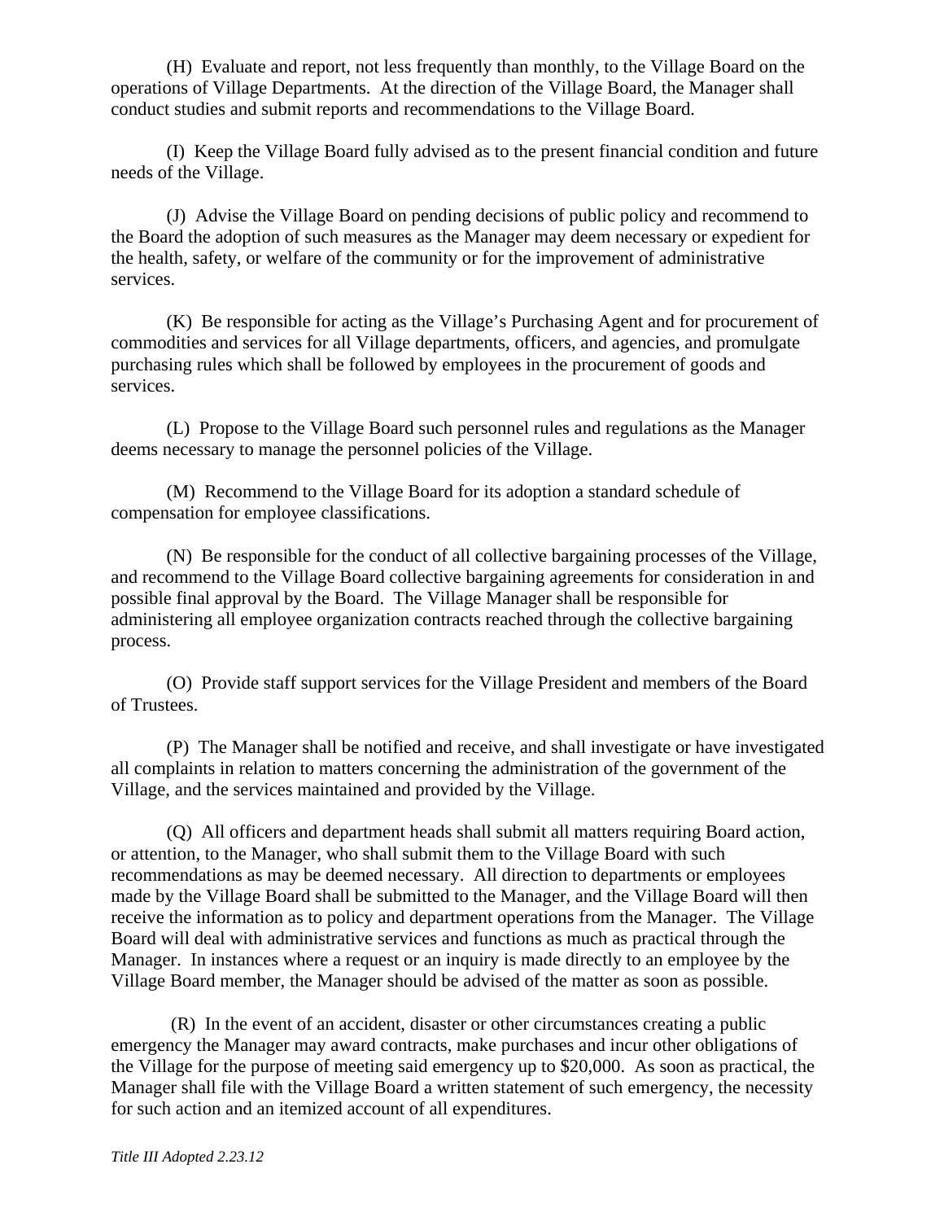(H) Evaluate and report, not less frequently than monthly, to the Village Board on the operations of Village Departments. At the direction of the Village Board, the Manager shall conduct studies and submit reports and recommendations to the Village Board.

(I) Keep the Village Board fully advised as to the present financial condition and future needs of the Village.

(J) Advise the Village Board on pending decisions of public policy and recommend to the Board the adoption of such measures as the Manager may deem necessary or expedient for the health, safety, or welfare of the community or for the improvement of administrative services.

(K) Be responsible for acting as the Village's Purchasing Agent and for procurement of commodities and services for all Village departments, officers, and agencies, and promulgate purchasing rules which shall be followed by employees in the procurement of goods and services.

(L) Propose to the Village Board such personnel rules and regulations as the Manager deems necessary to manage the personnel policies of the Village.

(M) Recommend to the Village Board for its adoption a standard schedule of compensation for employee classifications.

(N) Be responsible for the conduct of all collective bargaining processes of the Village, and recommend to the Village Board collective bargaining agreements for consideration in and possible final approval by the Board. The Village Manager shall be responsible for administering all employee organization contracts reached through the collective bargaining process.

(O) Provide staff support services for the Village President and members of the Board of Trustees.

(P) The Manager shall be notified and receive, and shall investigate or have investigated all complaints in relation to matters concerning the administration of the government of the Village, and the services maintained and provided by the Village.

(Q) All officers and department heads shall submit all matters requiring Board action, or attention, to the Manager, who shall submit them to the Village Board with such recommendations as may be deemed necessary. All direction to departments or employees made by the Village Board shall be submitted to the Manager, and the Village Board will then receive the information as to policy and department operations from the Manager. The Village Board will deal with administrative services and functions as much as practical through the Manager. In instances where a request or an inquiry is made directly to an employee by the Village Board member, the Manager should be advised of the matter as soon as possible.

(R) In the event of an accident, disaster or other circumstances creating a public emergency the Manager may award contracts, make purchases and incur other obligations of the Village for the purpose of meeting said emergency up to $20,000. As soon as practical, the Manager shall file with the Village Board a written statement of such emergency, the necessity for such action and an itemized account of all expenditures.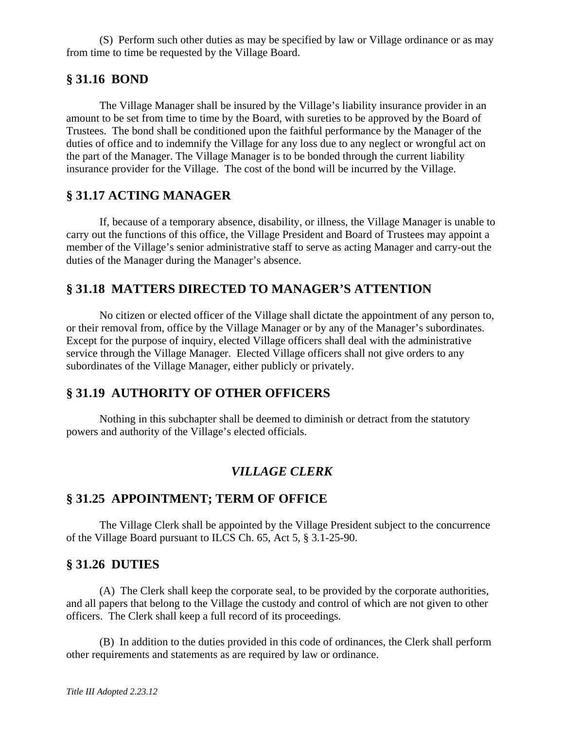(S) Perform such other duties as may be specified by law or Village ordinance or as may from time to time be requested by the Village Board.

## § 31.16 BOND

The Village Manager shall be insured by the Village's liability insurance provider in an amount to be set from time to time by the Board, with sureties to be approved by the Board of Trustees. The bond shall be conditioned upon the faithful performance by the Manager of the duties of office and to indemnify the Village for any loss due to any neglect or wrongful act on the part of the Manager. The Village Manager is to be bonded through the current liability insurance provider for the Village. The cost of the bond will be incurred by the Village.

## § 31.17 ACTING MANAGER

If, because of a temporary absence, disability, or illness, the Village Manager is unable to carry out the functions of this office, the Village President and Board of Trustees may appoint a member of the Village's senior administrative staff to serve as acting Manager and carry-out the duties of the Manager during the Manager's absence.

## § 31.18 MATTERS DIRECTED TO MANAGER'S ATTENTION

No citizen or elected officer of the Village shall dictate the appointment of any person to, or their removal from, office by the Village Manager or by any of the Manager's subordinates. Except for the purpose of inquiry, elected Village officers shall deal with the administrative service through the Village Manager. Elected Village officers shall not give orders to any subordinates of the Village Manager, either publicly or privately.

## § 31.19 AUTHORITY OF OTHER OFFICERS

Nothing in this subchapter shall be deemed to diminish or detract from the statutory powers and authority of the Village's elected officials.

# *VILLAGE CLERK*

## § 31.25 APPOINTMENT; TERM OF OFFICE

The Village Clerk shall be appointed by the Village President subject to the concurrence of the Village Board pursuant to ILCS Ch. 65, Act 5, § 3.1-25-90.

## § 31.26 DUTIES

(A) The Clerk shall keep the corporate seal, to be provided by the corporate authorities, and all papers that belong to the Village the custody and control of which are not given to other officers. The Clerk shall keep a full record of its proceedings.

(B) In addition to the duties provided in this code of ordinances, the Clerk shall perform other requirements and statements as are required by law or ordinance.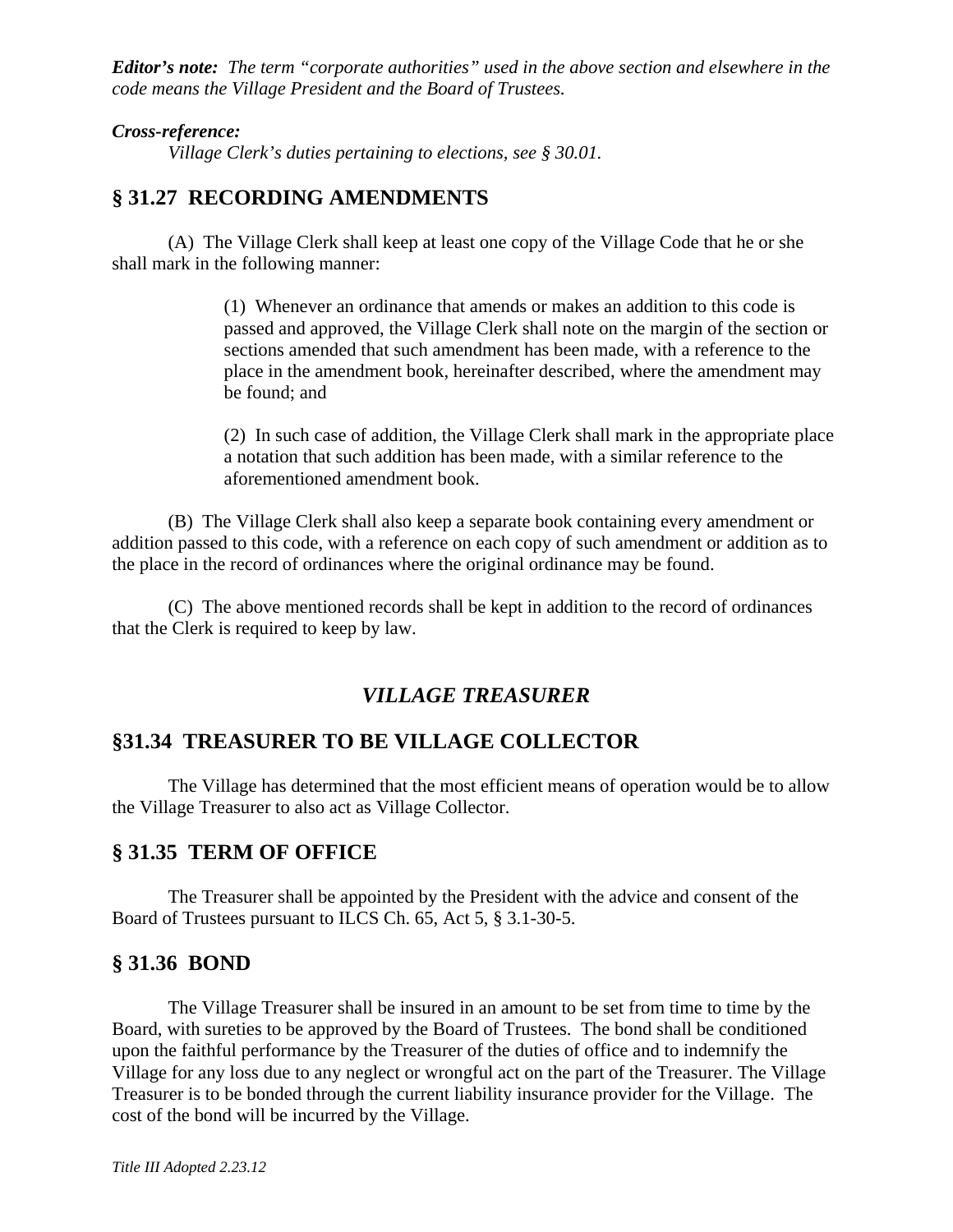***Editor's note:*** *The term "corporate authorities" used in the above section and elsewhere in the code means the Village President and the Board of Trustees.*

***Cross-reference:***

*Village Clerk's duties pertaining to elections, see § 30.01.*

## § 31.27 RECORDING AMENDMENTS

(A) The Village Clerk shall keep at least one copy of the Village Code that he or she shall mark in the following manner:

(1) Whenever an ordinance that amends or makes an addition to this code is passed and approved, the Village Clerk shall note on the margin of the section or sections amended that such amendment has been made, with a reference to the place in the amendment book, hereinafter described, where the amendment may be found; and

(2) In such case of addition, the Village Clerk shall mark in the appropriate place a notation that such addition has been made, with a similar reference to the aforementioned amendment book.

(B) The Village Clerk shall also keep a separate book containing every amendment or addition passed to this code, with a reference on each copy of such amendment or addition as to the place in the record of ordinances where the original ordinance may be found.

(C) The above mentioned records shall be kept in addition to the record of ordinances that the Clerk is required to keep by law.

## *VILLAGE TREASURER*

## §31.34 TREASURER TO BE VILLAGE COLLECTOR

The Village has determined that the most efficient means of operation would be to allow the Village Treasurer to also act as Village Collector.

## § 31.35 TERM OF OFFICE

The Treasurer shall be appointed by the President with the advice and consent of the Board of Trustees pursuant to ILCS Ch. 65, Act 5, § 3.1-30-5.

## § 31.36 BOND

The Village Treasurer shall be insured in an amount to be set from time to time by the Board, with sureties to be approved by the Board of Trustees. The bond shall be conditioned upon the faithful performance by the Treasurer of the duties of office and to indemnify the Village for any loss due to any neglect or wrongful act on the part of the Treasurer. The Village Treasurer is to be bonded through the current liability insurance provider for the Village. The cost of the bond will be incurred by the Village.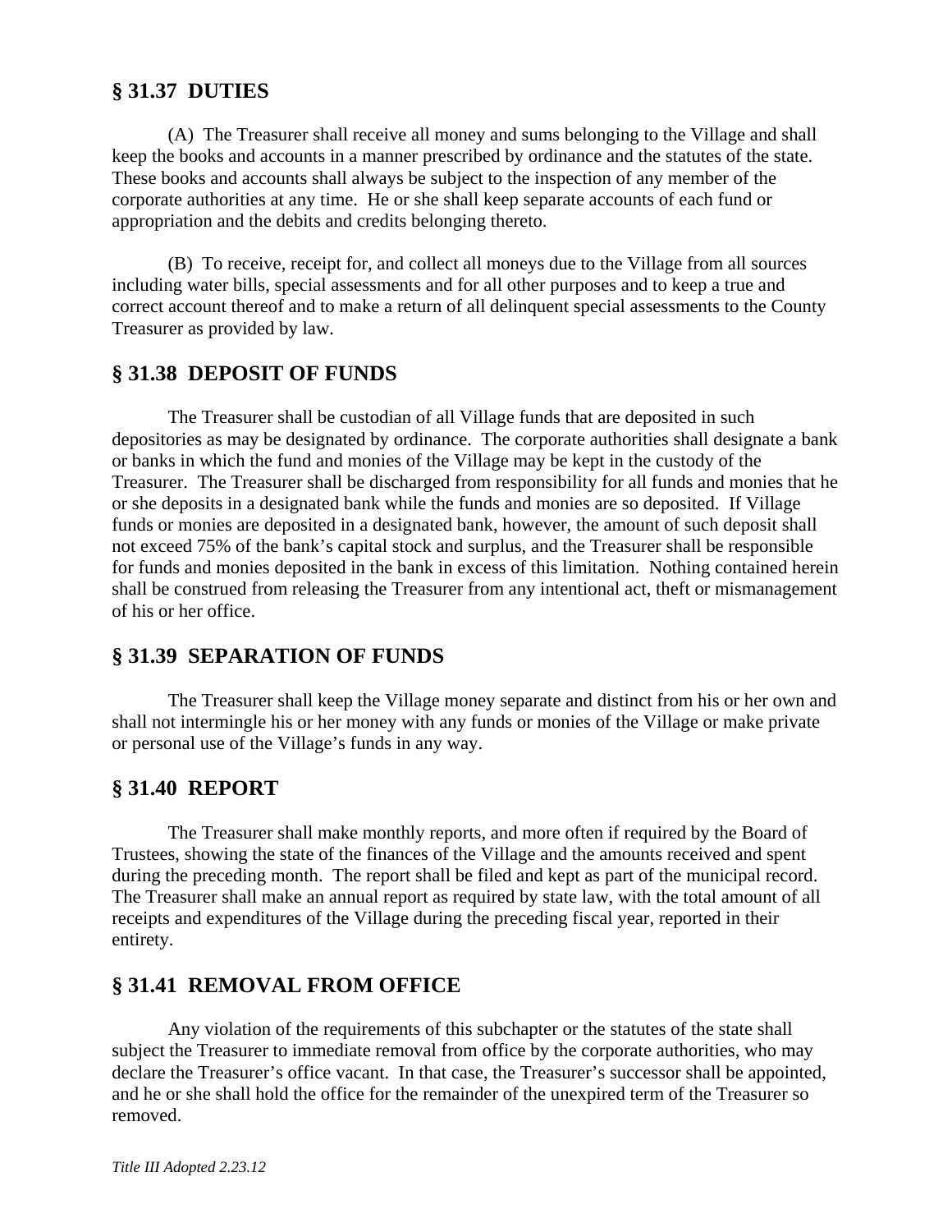## § 31.37 DUTIES

(A) The Treasurer shall receive all money and sums belonging to the Village and shall keep the books and accounts in a manner prescribed by ordinance and the statutes of the state. These books and accounts shall always be subject to the inspection of any member of the corporate authorities at any time. He or she shall keep separate accounts of each fund or appropriation and the debits and credits belonging thereto.

(B) To receive, receipt for, and collect all moneys due to the Village from all sources including water bills, special assessments and for all other purposes and to keep a true and correct account thereof and to make a return of all delinquent special assessments to the County Treasurer as provided by law.

## § 31.38 DEPOSIT OF FUNDS

The Treasurer shall be custodian of all Village funds that are deposited in such depositories as may be designated by ordinance. The corporate authorities shall designate a bank or banks in which the fund and monies of the Village may be kept in the custody of the Treasurer. The Treasurer shall be discharged from responsibility for all funds and monies that he or she deposits in a designated bank while the funds and monies are so deposited. If Village funds or monies are deposited in a designated bank, however, the amount of such deposit shall not exceed 75% of the bank's capital stock and surplus, and the Treasurer shall be responsible for funds and monies deposited in the bank in excess of this limitation. Nothing contained herein shall be construed from releasing the Treasurer from any intentional act, theft or mismanagement of his or her office.

## § 31.39 SEPARATION OF FUNDS

The Treasurer shall keep the Village money separate and distinct from his or her own and shall not intermingle his or her money with any funds or monies of the Village or make private or personal use of the Village's funds in any way.

## § 31.40 REPORT

The Treasurer shall make monthly reports, and more often if required by the Board of Trustees, showing the state of the finances of the Village and the amounts received and spent during the preceding month. The report shall be filed and kept as part of the municipal record. The Treasurer shall make an annual report as required by state law, with the total amount of all receipts and expenditures of the Village during the preceding fiscal year, reported in their entirety.

## § 31.41 REMOVAL FROM OFFICE

Any violation of the requirements of this subchapter or the statutes of the state shall subject the Treasurer to immediate removal from office by the corporate authorities, who may declare the Treasurer's office vacant. In that case, the Treasurer's successor shall be appointed, and he or she shall hold the office for the remainder of the unexpired term of the Treasurer so removed.

*Title III Adopted 2.23.12*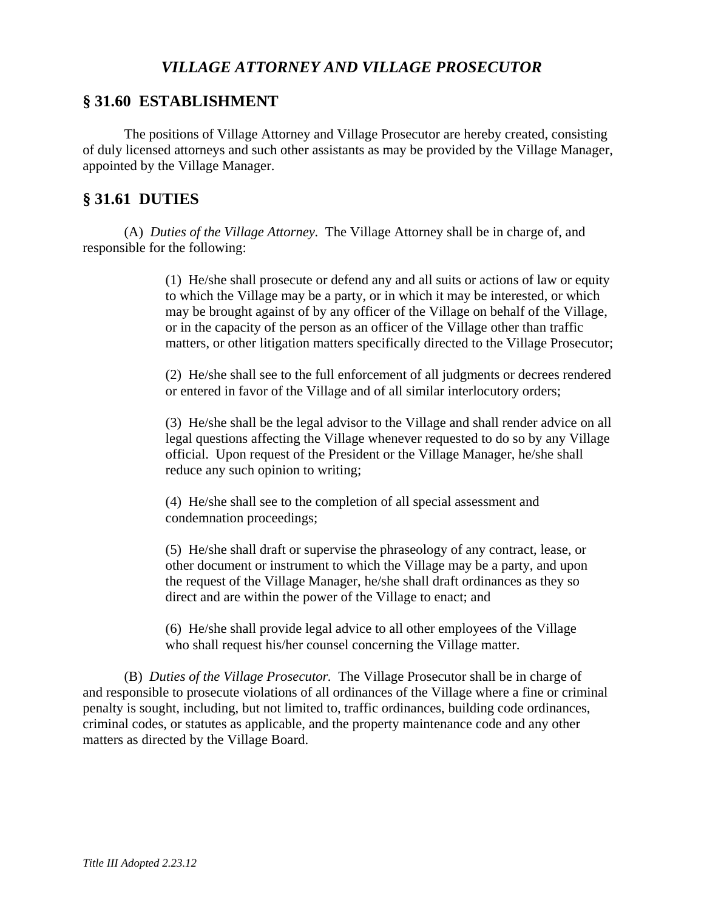# *VILLAGE ATTORNEY AND VILLAGE PROSECUTOR*

## § 31.60 ESTABLISHMENT

The positions of Village Attorney and Village Prosecutor are hereby created, consisting of duly licensed attorneys and such other assistants as may be provided by the Village Manager, appointed by the Village Manager.

## § 31.61 DUTIES

(A) *Duties of the Village Attorney.* The Village Attorney shall be in charge of, and responsible for the following:

(1) He/she shall prosecute or defend any and all suits or actions of law or equity to which the Village may be a party, or in which it may be interested, or which may be brought against of by any officer of the Village on behalf of the Village, or in the capacity of the person as an officer of the Village other than traffic matters, or other litigation matters specifically directed to the Village Prosecutor;

(2) He/she shall see to the full enforcement of all judgments or decrees rendered or entered in favor of the Village and of all similar interlocutory orders;

(3) He/she shall be the legal advisor to the Village and shall render advice on all legal questions affecting the Village whenever requested to do so by any Village official. Upon request of the President or the Village Manager, he/she shall reduce any such opinion to writing;

(4) He/she shall see to the completion of all special assessment and condemnation proceedings;

(5) He/she shall draft or supervise the phraseology of any contract, lease, or other document or instrument to which the Village may be a party, and upon the request of the Village Manager, he/she shall draft ordinances as they so direct and are within the power of the Village to enact; and

(6) He/she shall provide legal advice to all other employees of the Village who shall request his/her counsel concerning the Village matter.

(B) *Duties of the Village Prosecutor.* The Village Prosecutor shall be in charge of and responsible to prosecute violations of all ordinances of the Village where a fine or criminal penalty is sought, including, but not limited to, traffic ordinances, building code ordinances, criminal codes, or statutes as applicable, and the property maintenance code and any other matters as directed by the Village Board.